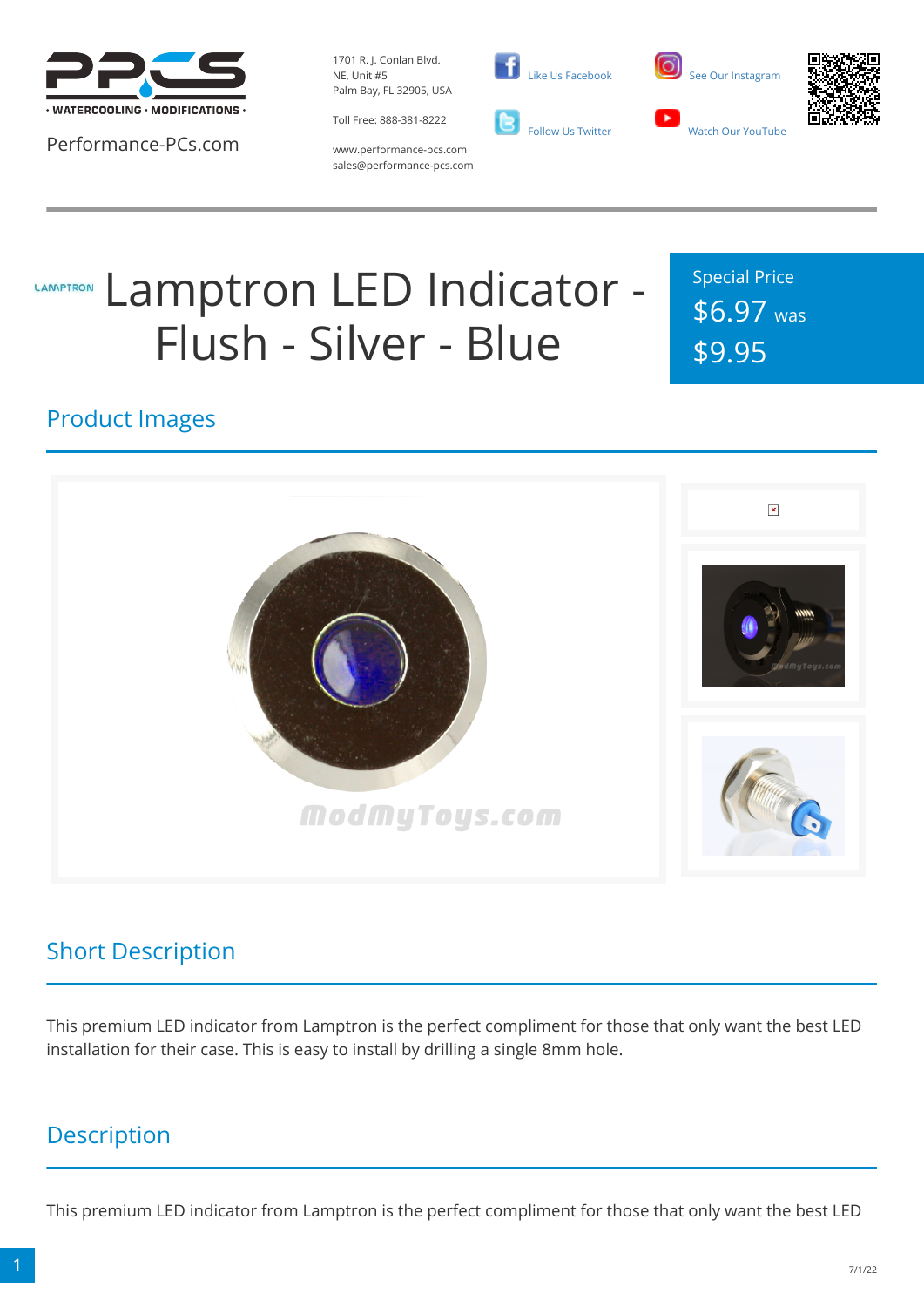Performance-PCs.com

1701 R. J. Conlan Blvd.
NE, Unit #5
Palm Bay, FL 32905, USA

Toll Free: 888-381-8222

www.performance-pcs.com
sales@performance-pcs.com

Like Us Facebook
Follow Us Twitter
See Our Instagram
Watch Our YouTube

# Lamptron LED Indicator - Flush - Silver - Blue

Special Price
$6.97 was
$9.95

## Product Images

## Short Description

This premium LED indicator from Lamptron is the perfect compliment for those that only want the best LED installation for their case. This is easy to install by drilling a single 8mm hole.

## Description

This premium LED indicator from Lamptron is the perfect compliment for those that only want the best LED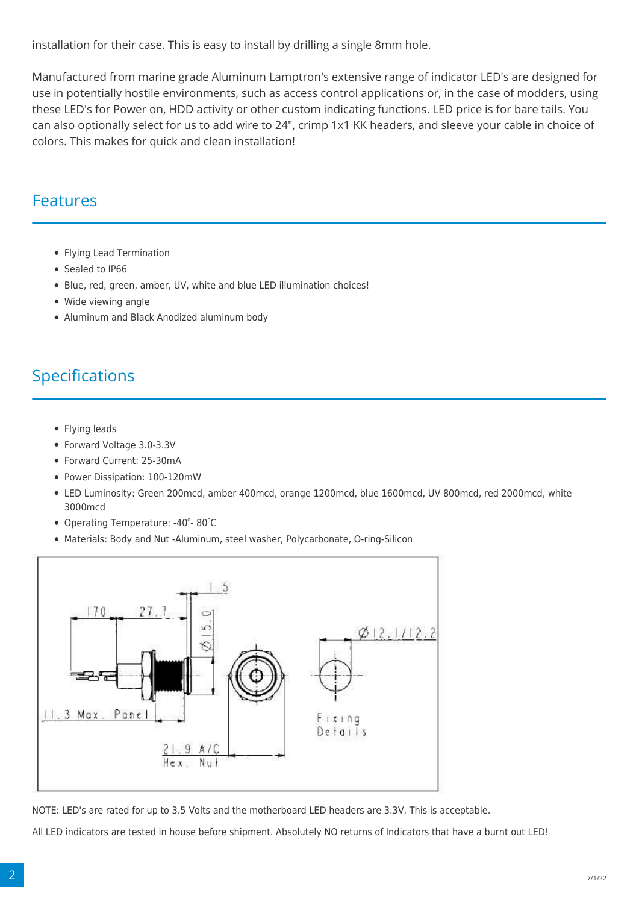installation for their case. This is easy to install by drilling a single 8mm hole.

Manufactured from marine grade Aluminum Lamptron's extensive range of indicator LED's are designed for use in potentially hostile environments, such as access control applications or, in the case of modders, using these LED's for Power on, HDD activity or other custom indicating functions. LED price is for bare tails. You can also optionally select for us to add wire to 24", crimp 1x1 KK headers, and sleeve your cable in choice of colors. This makes for quick and clean installation!

## Features

- Flying Lead Termination
- Sealed to IP66
- Blue, red, green, amber, UV, white and blue LED illumination choices!
- Wide viewing angle
- Aluminum and Black Anodized aluminum body

## Specifications

- Flying leads
- Forward Voltage 3.0-3.3V
- Forward Current: 25-30mA
- Power Dissipation: 100-120mW
- LED Luminosity: Green 200mcd, amber 400mcd, orange 1200mcd, blue 1600mcd, UV 800mcd, red 2000mcd, white 3000mcd
- Operating Temperature: -40°- 80°C
- Materials: Body and Nut -Aluminum, steel washer, Polycarbonate, O-ring-Silicon

NOTE: LED's are rated for up to 3.5 Volts and the motherboard LED headers are 3.3V. This is acceptable.

All LED indicators are tested in house before shipment. Absolutely NO returns of Indicators that have a burnt out LED!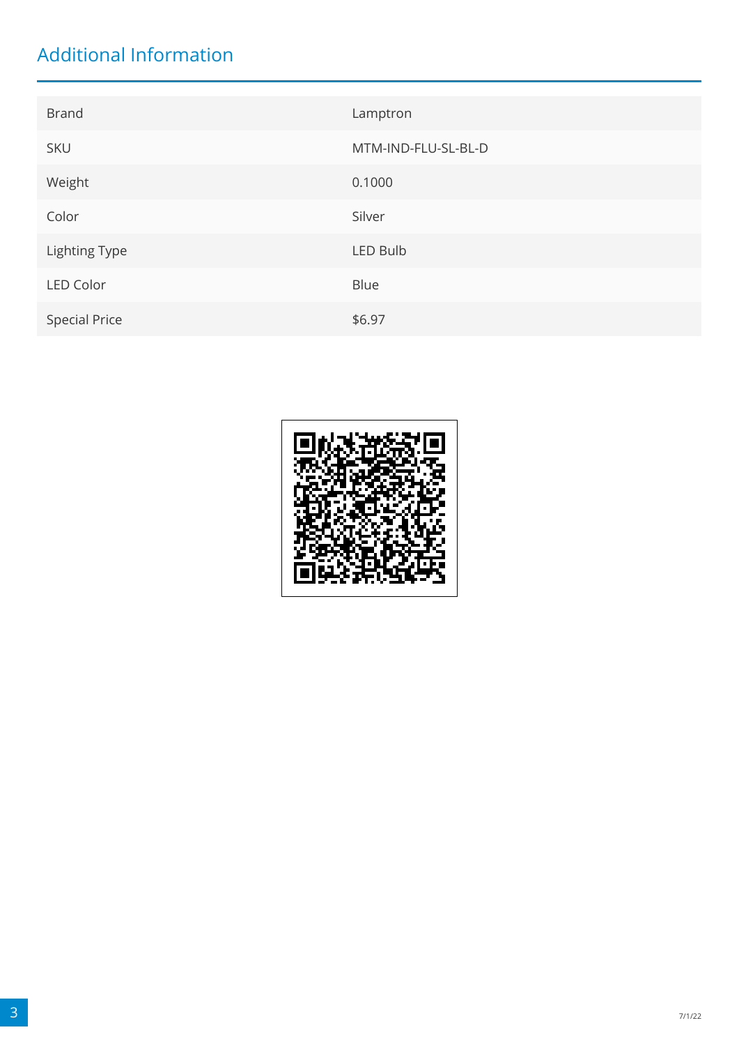## Additional Information

| | |
|---|---|
| Brand | Lamptron |
| SKU | MTM-IND-FLU-SL-BL-D |
| Weight | 0.1000 |
| Color | Silver |
| Lighting Type | LED Bulb |
| LED Color | Blue |
| Special Price | $6.97 |